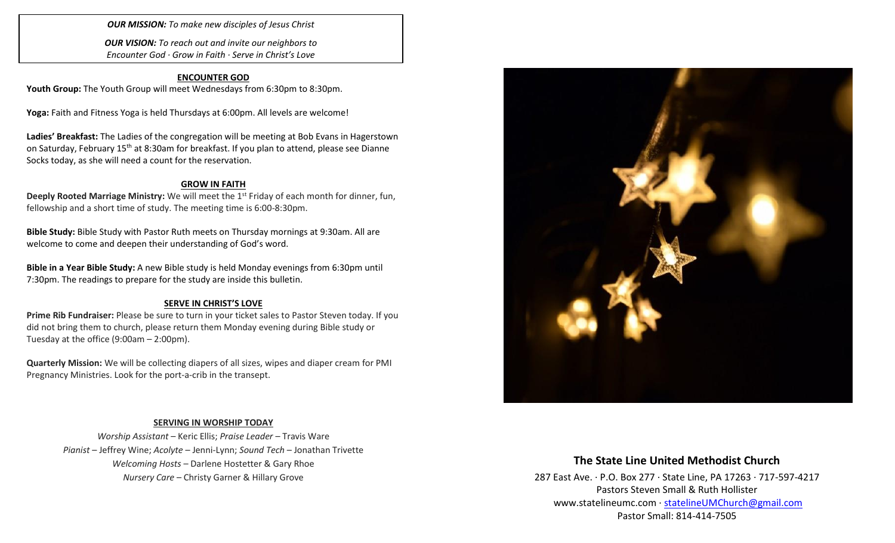*OUR MISSION: To make new disciples of Jesus Christ*

*OUR VISION: To reach out and invite our neighbors to Encounter God · Grow in Faith · Serve in Christ's Love*

## ENCOUNTER GOD

**Youth Group:** The Youth Group will meet Wednesdays from 6:30pm to 8:30pm.

**Yoga:** Faith and Fitness Yoga is held Thursdays at 6:00pm. All levels are welcome!

**Ladies' Breakfast:** The Ladies of the congregation will be meeting at Bob Evans in Hagerstown on Saturday, February 15th at 8:30am for breakfast. If you plan to attend, please see Dianne Socks today, as she will need a count for the reservation.

## GROW IN FAITH

**Deeply Rooted Marriage Ministry:** We will meet the 1st Friday of each month for dinner, fun, fellowship and a short time of study. The meeting time is 6:00-8:30pm.

**Bible Study:** Bible Study with Pastor Ruth meets on Thursday mornings at 9:30am. All are welcome to come and deepen their understanding of God's word.

**Bible in a Year Bible Study:** A new Bible study is held Monday evenings from 6:30pm until 7:30pm. The readings to prepare for the study are inside this bulletin.

## SERVE IN CHRIST'S LOVE

**Prime Rib Fundraiser:** Please be sure to turn in your ticket sales to Pastor Steven today. If you did not bring them to church, please return them Monday evening during Bible study or Tuesday at the office (9:00am – 2:00pm).

**Quarterly Mission:** We will be collecting diapers of all sizes, wipes and diaper cream for PMI Pregnancy Ministries. Look for the port-a-crib in the transept.

## SERVING IN WORSHIP TODAY

*Worship Assistant* – Keric Ellis; *Praise Leader* – Travis Ware
*Pianist* – Jeffrey Wine; *Acolyte* – Jenni-Lynn; *Sound Tech* – Jonathan Trivette
*Welcoming Hosts* – Darlene Hostetter & Gary Rhoe
*Nursery Care* – Christy Garner & Hillary Grove

## The State Line United Methodist Church

287 East Ave. · P.O. Box 277 · State Line, PA 17263 · 717-597-4217
Pastors Steven Small & Ruth Hollister
www.statelineumc.com · statelineUMChurch@gmail.com
Pastor Small: 814-414-7505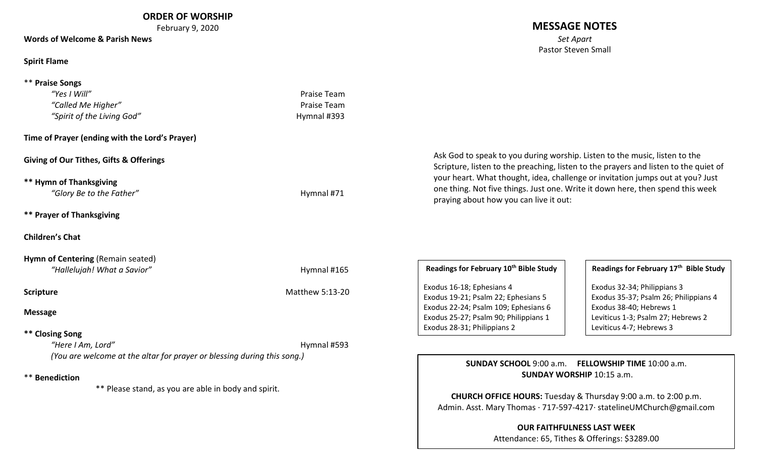## ORDER OF WORSHIP

February 9, 2020

**Words of Welcome & Parish News**

**Spirit Flame**

** **Praise Songs**

*"Yes I Will"* — Praise Team
*"Called Me Higher"* — Praise Team
*"Spirit of the Living God"* — Hymnal #393

**Time of Prayer (ending with the Lord's Prayer)**

**Giving of Our Tithes, Gifts & Offerings**

** **Hymn of Thanksgiving**

*"Glory Be to the Father"* — Hymnal #71

** **Prayer of Thanksgiving**

**Children's Chat**

**Hymn of Centering** (Remain seated)

*"Hallelujah! What a Savior"* — Hymnal #165

**Scripture** — Matthew 5:13-20

**Message**

** **Closing Song**

*"Here I Am, Lord"* — Hymnal #593

*(You are welcome at the altar for prayer or blessing during this song.)*

** **Benediction**

** Please stand, as you are able in body and spirit.

## MESSAGE NOTES

*Set Apart*

Pastor Steven Small

Ask God to speak to you during worship. Listen to the music, listen to the Scripture, listen to the preaching, listen to the prayers and listen to the quiet of your heart. What thought, idea, challenge or invitation jumps out at you? Just one thing. Not five things. Just one. Write it down here, then spend this week praying about how you can live it out:

**Readings for February 10th Bible Study**

Exodus 16-18; Ephesians 4
Exodus 19-21; Psalm 22; Ephesians 5
Exodus 22-24; Psalm 109; Ephesians 6
Exodus 25-27; Psalm 90; Philippians 1
Exodus 28-31; Philippians 2

**Readings for February 17th Bible Study**

Exodus 32-34; Philippians 3
Exodus 35-37; Psalm 26; Philippians 4
Exodus 38-40; Hebrews 1
Leviticus 1-3; Psalm 27; Hebrews 2
Leviticus 4-7; Hebrews 3

**SUNDAY SCHOOL** 9:00 a.m. **FELLOWSHIP TIME** 10:00 a.m.
**SUNDAY WORSHIP** 10:15 a.m.

**CHURCH OFFICE HOURS:** Tuesday & Thursday 9:00 a.m. to 2:00 p.m.
Admin. Asst. Mary Thomas · 717-597-4217· statelineUMChurch@gmail.com

**OUR FAITHFULNESS LAST WEEK**

Attendance: 65, Tithes & Offerings: $3289.00